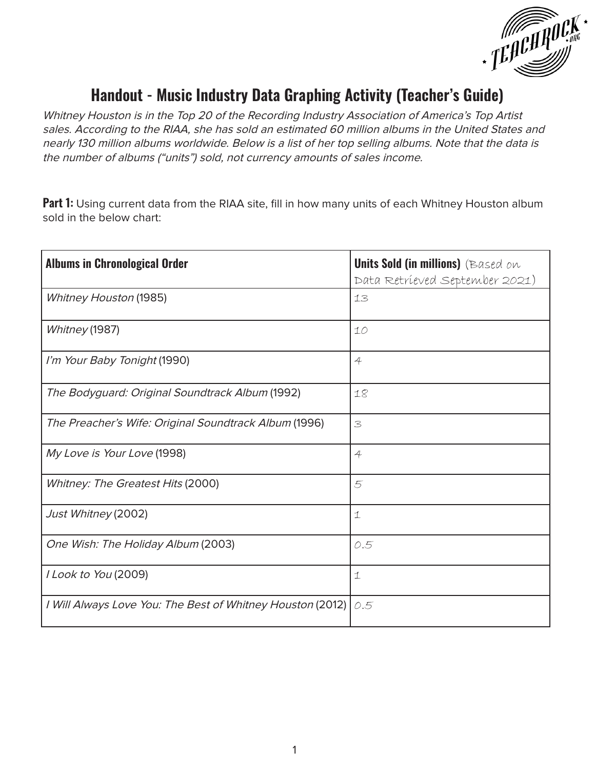# Handout - Music Industry Data Graphing Activity (Teacher's Guide)

*Whitney Houston is in the Top 20 of the Recording Industry Association of America's Top Artist sales. According to the RIAA, she has sold an estimated 60 million albums in the United States and nearly 130 million albums worldwide. Below is a list of her top selling albums. Note that the data is the number of albums ("units") sold, not currency amounts of sales income.*

**Part 1:** Using current data from the RIAA site, fill in how many units of each Whitney Houston album sold in the below chart:

| **Albums in Chronological Order** | **Units Sold (in millions)** (Based on Data Retrieved September 2021) |
|---|---|
| *Whitney Houston* (1985) | 13 |
| *Whitney* (1987) | 10 |
| *I'm Your Baby Tonight* (1990) | 4 |
| *The Bodyguard: Original Soundtrack Album* (1992) | 18 |
| *The Preacher's Wife: Original Soundtrack Album* (1996) | 3 |
| *My Love is Your Love* (1998) | 4 |
| *Whitney: The Greatest Hits* (2000) | 5 |
| *Just Whitney* (2002) | 1 |
| *One Wish: The Holiday Album* (2003) | 0.5 |
| *I Look to You* (2009) | 1 |
| *I Will Always Love You: The Best of Whitney Houston* (2012) | 0.5 |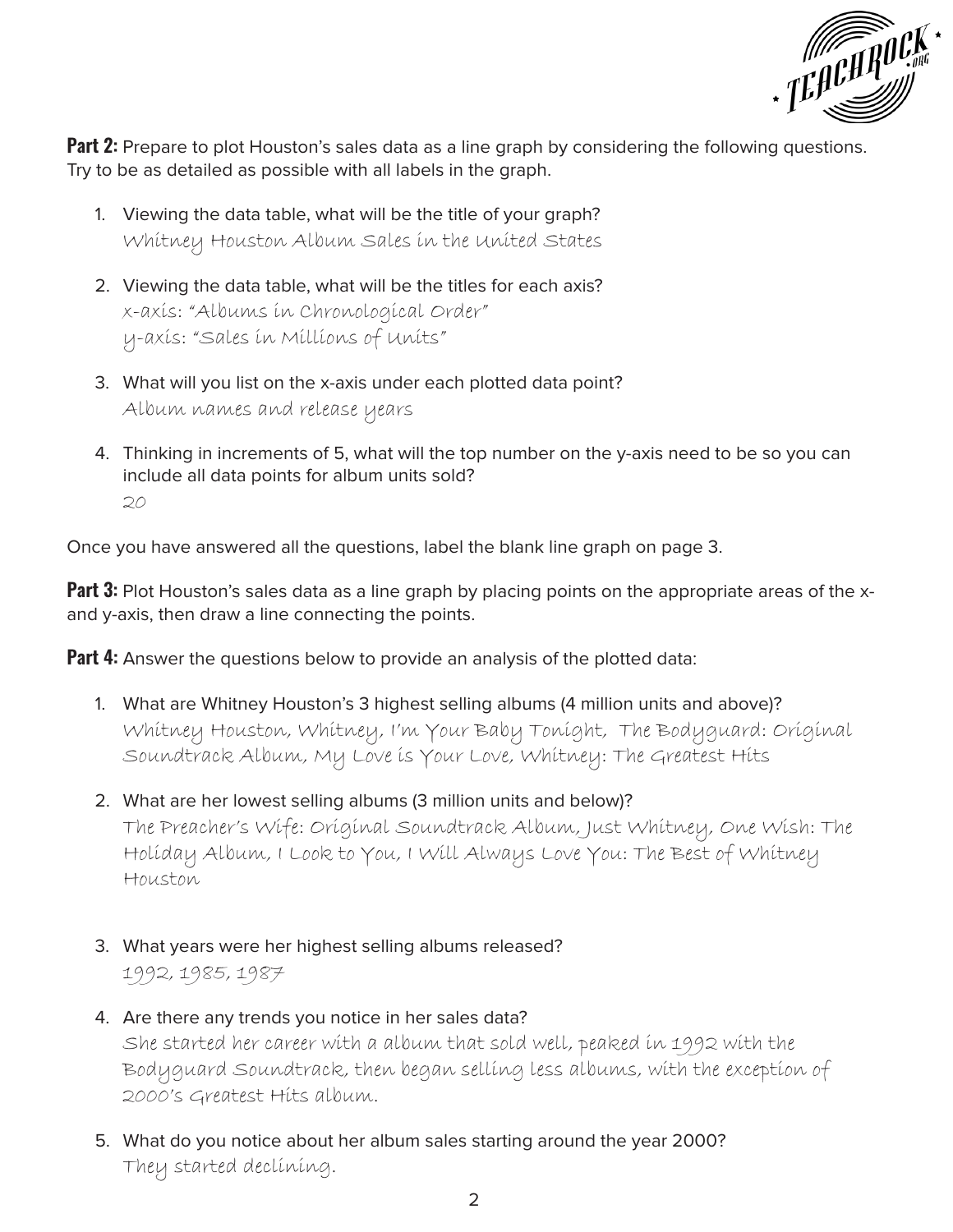**Part 2:** Prepare to plot Houston's sales data as a line graph by considering the following questions. Try to be as detailed as possible with all labels in the graph.

1. Viewing the data table, what will be the title of your graph?
   Whitney Houston Album Sales in the United States

2. Viewing the data table, what will be the titles for each axis?
   x-axis: "Albums in Chronological Order"
   y-axis: "Sales in Millions of Units"

3. What will you list on the x-axis under each plotted data point?
   Album names and release years

4. Thinking in increments of 5, what will the top number on the y-axis need to be so you can include all data points for album units sold?
   20

Once you have answered all the questions, label the blank line graph on page 3.

**Part 3:** Plot Houston's sales data as a line graph by placing points on the appropriate areas of the x- and y-axis, then draw a line connecting the points.

**Part 4:** Answer the questions below to provide an analysis of the plotted data:

1. What are Whitney Houston's 3 highest selling albums (4 million units and above)?
   Whitney Houston, Whitney, I'm Your Baby Tonight, The Bodyguard: Original Soundtrack Album, My Love is Your Love, Whitney: The Greatest Hits

2. What are her lowest selling albums (3 million units and below)?
   The Preacher's Wife: Original Soundtrack Album, Just Whitney, One Wish: The Holiday Album, I Look to You, I Will Always Love You: The Best of Whitney Houston

3. What years were her highest selling albums released?
   1992, 1985, 1987

4. Are there any trends you notice in her sales data?
   She started her career with a album that sold well, peaked in 1992 with the Bodyguard Soundtrack, then began selling less albums, with the exception of 2000's Greatest Hits album.

5. What do you notice about her album sales starting around the year 2000?
   They started declining.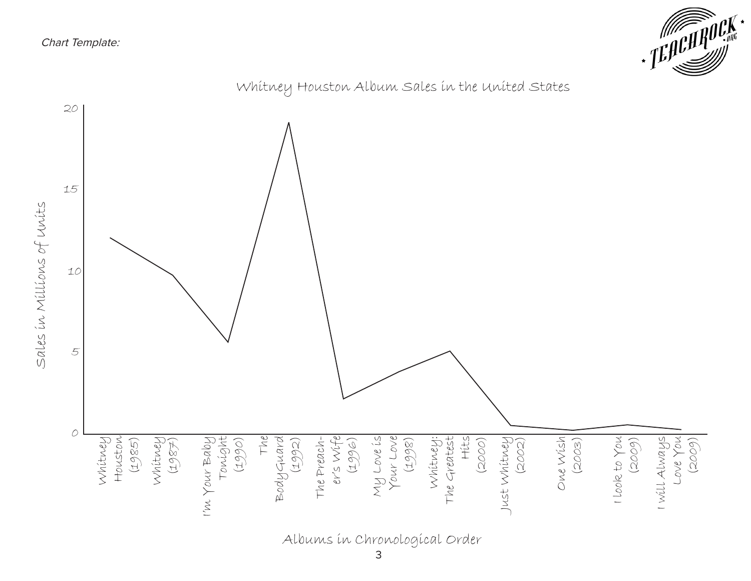*Chart Template:*

Whitney Houston Album Sales in the United States

Sales in Millions of Units

20

15

10

5

0

Whitney Houston (1985)

Whitney (1987)

I'm Your Baby Tonight (1990)

The BodyGuard (1992)

The Preacher's Wife (1996)

My Love is Your Love (1998)

Whitney: The Greatest Hits (2000)

Just Whitney (2002)

One Wish (2003)

I look to You (2009)

I will Always Love You (2009)

Albums in Chronological Order